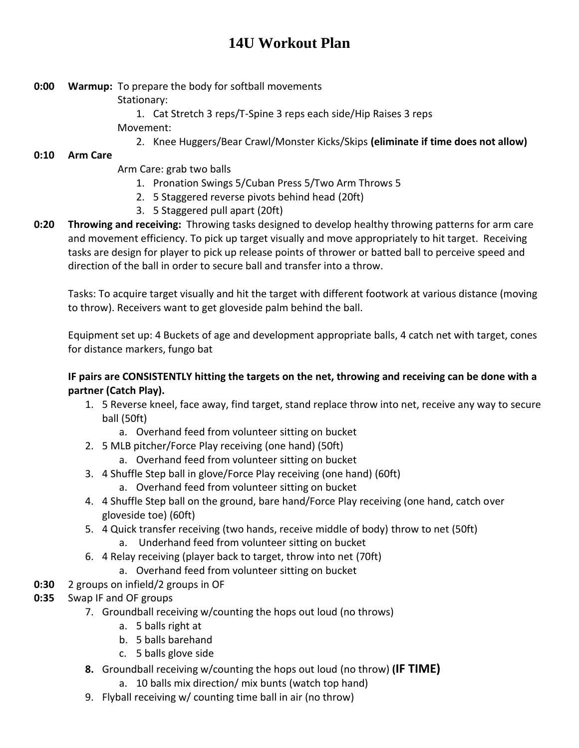# 14U Workout Plan

**0:00 Warmup:** To prepare the body for softball movements

Stationary:

1. Cat Stretch 3 reps/T-Spine 3 reps each side/Hip Raises 3 reps

Movement:

2. Knee Huggers/Bear Crawl/Monster Kicks/Skips **(eliminate if time does not allow)**

**0:10 Arm Care**

Arm Care: grab two balls

1. Pronation Swings 5/Cuban Press 5/Two Arm Throws 5
2. 5 Staggered reverse pivots behind head (20ft)
3. 5 Staggered pull apart (20ft)

**0:20 Throwing and receiving:** Throwing tasks designed to develop healthy throwing patterns for arm care and movement efficiency. To pick up target visually and move appropriately to hit target. Receiving tasks are design for player to pick up release points of thrower or batted ball to perceive speed and direction of the ball in order to secure ball and transfer into a throw.

Tasks: To acquire target visually and hit the target with different footwork at various distance (moving to throw). Receivers want to get gloveside palm behind the ball.

Equipment set up: 4 Buckets of age and development appropriate balls, 4 catch net with target, cones for distance markers, fungo bat

**IF pairs are CONSISTENTLY hitting the targets on the net, throwing and receiving can be done with a partner (Catch Play).**

1. 5 Reverse kneel, face away, find target, stand replace throw into net, receive any way to secure ball (50ft)
   a. Overhand feed from volunteer sitting on bucket
2. 5 MLB pitcher/Force Play receiving (one hand) (50ft)
   a. Overhand feed from volunteer sitting on bucket
3. 4 Shuffle Step ball in glove/Force Play receiving (one hand) (60ft)
   a. Overhand feed from volunteer sitting on bucket
4. 4 Shuffle Step ball on the ground, bare hand/Force Play receiving (one hand, catch over gloveside toe) (60ft)
5. 4 Quick transfer receiving (two hands, receive middle of body) throw to net (50ft)
   a. Underhand feed from volunteer sitting on bucket
6. 4 Relay receiving (player back to target, throw into net (70ft)
   a. Overhand feed from volunteer sitting on bucket

**0:30** 2 groups on infield/2 groups in OF

**0:35** Swap IF and OF groups

7. Groundball receiving w/counting the hops out loud (no throws)
   a. 5 balls right at
   b. 5 balls barehand
   c. 5 balls glove side
8. Groundball receiving w/counting the hops out loud (no throw) **(IF TIME)**
   a. 10 balls mix direction/ mix bunts (watch top hand)
9. Flyball receiving w/ counting time ball in air (no throw)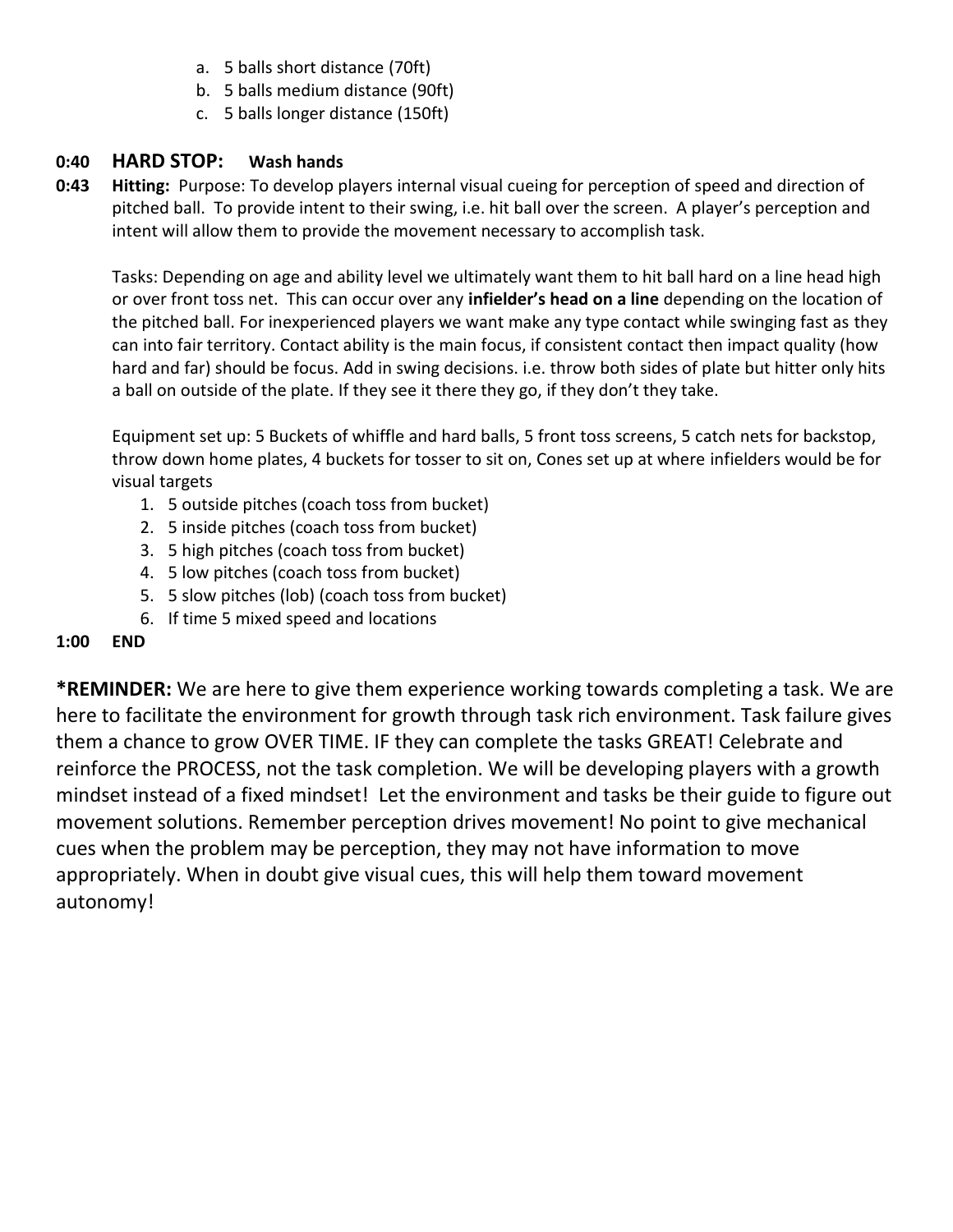a. 5 balls short distance (70ft)
   b. 5 balls medium distance (90ft)
   c. 5 balls longer distance (150ft)

**0:40** **HARD STOP:** **Wash hands**

**0:43** **Hitting:** Purpose: To develop players internal visual cueing for perception of speed and direction of pitched ball. To provide intent to their swing, i.e. hit ball over the screen. A player's perception and intent will allow them to provide the movement necessary to accomplish task.

Tasks: Depending on age and ability level we ultimately want them to hit ball hard on a line head high or over front toss net. This can occur over any **infielder's head on a line** depending on the location of the pitched ball. For inexperienced players we want make any type contact while swinging fast as they can into fair territory. Contact ability is the main focus, if consistent contact then impact quality (how hard and far) should be focus. Add in swing decisions. i.e. throw both sides of plate but hitter only hits a ball on outside of the plate. If they see it there they go, if they don't they take.

Equipment set up: 5 Buckets of whiffle and hard balls, 5 front toss screens, 5 catch nets for backstop, throw down home plates, 4 buckets for tosser to sit on, Cones set up at where infielders would be for visual targets

1. 5 outside pitches (coach toss from bucket)
2. 5 inside pitches (coach toss from bucket)
3. 5 high pitches (coach toss from bucket)
4. 5 low pitches (coach toss from bucket)
5. 5 slow pitches (lob) (coach toss from bucket)
6. If time 5 mixed speed and locations

**1:00** **END**

***REMINDER:** We are here to give them experience working towards completing a task. We are here to facilitate the environment for growth through task rich environment. Task failure gives them a chance to grow OVER TIME. IF they can complete the tasks GREAT! Celebrate and reinforce the PROCESS, not the task completion. We will be developing players with a growth mindset instead of a fixed mindset! Let the environment and tasks be their guide to figure out movement solutions. Remember perception drives movement! No point to give mechanical cues when the problem may be perception, they may not have information to move appropriately. When in doubt give visual cues, this will help them toward movement autonomy!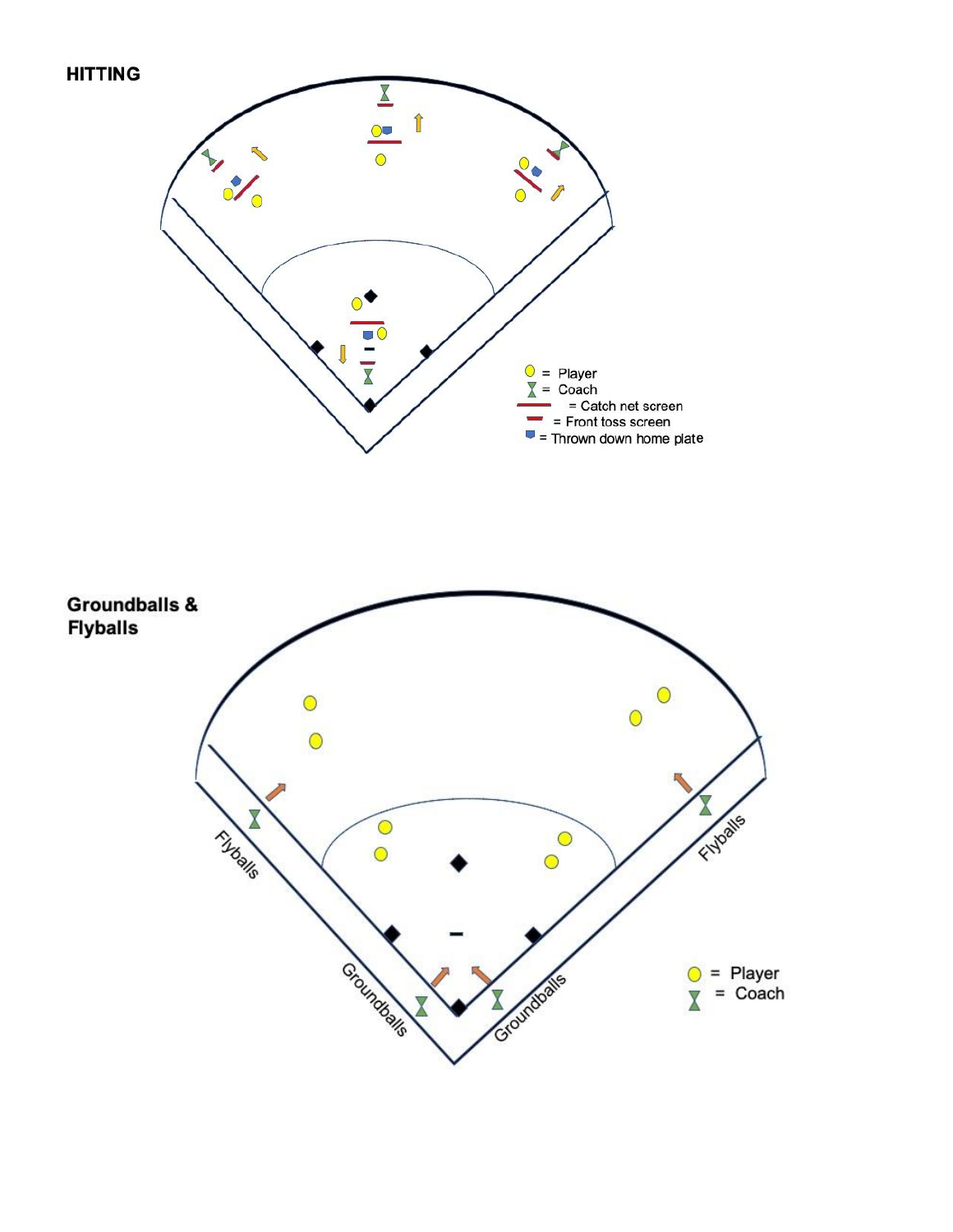## HITTING

○ = Player
⧗ = Coach
= Catch net screen
= Front toss screen
= Thrown down home plate

## Groundballs & Flyballs

Flyballs

Groundballs

Groundballs

Flyballs

○ = Player
⧗ = Coach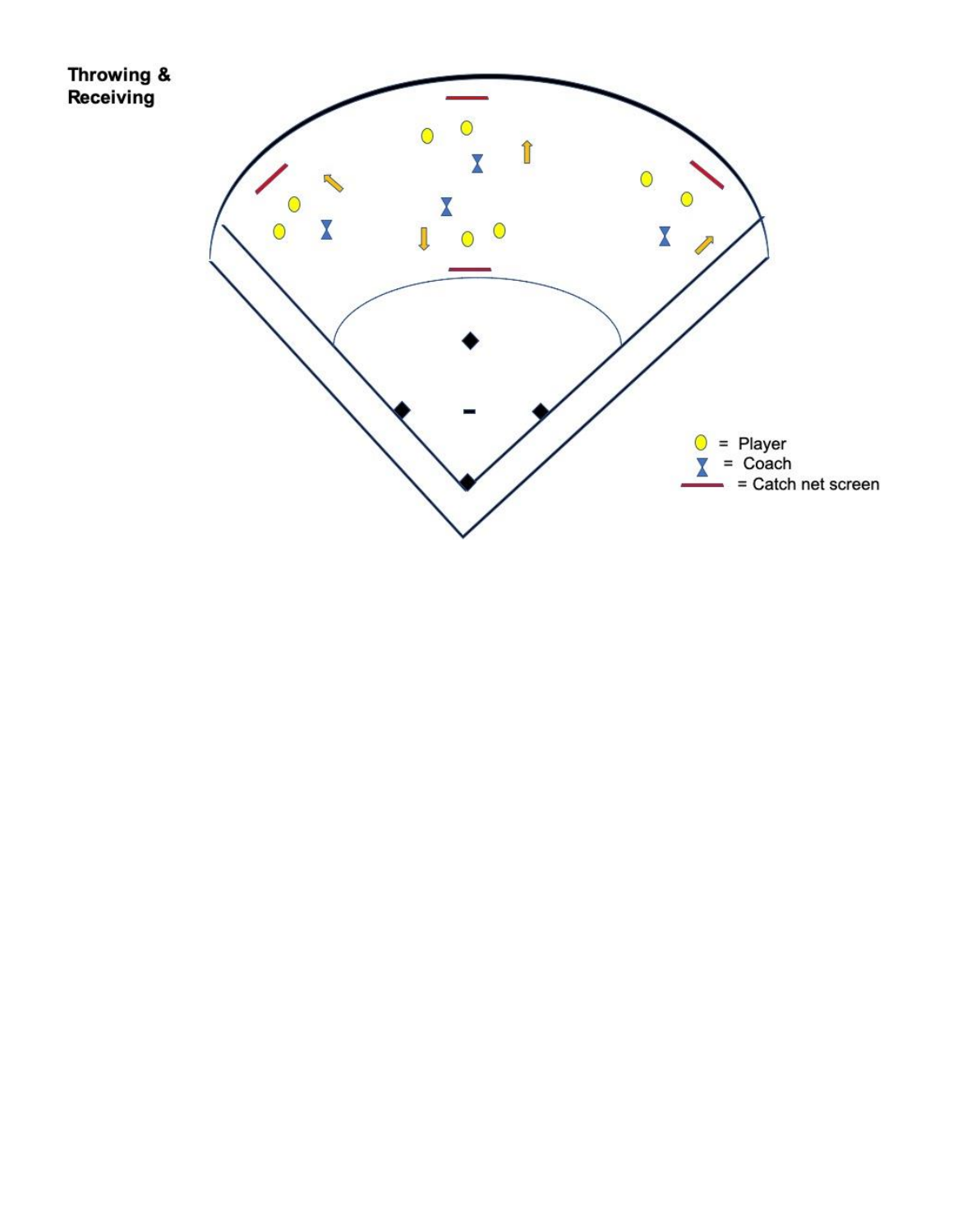**Throwing & Receiving**

= Player

= Coach

= Catch net screen